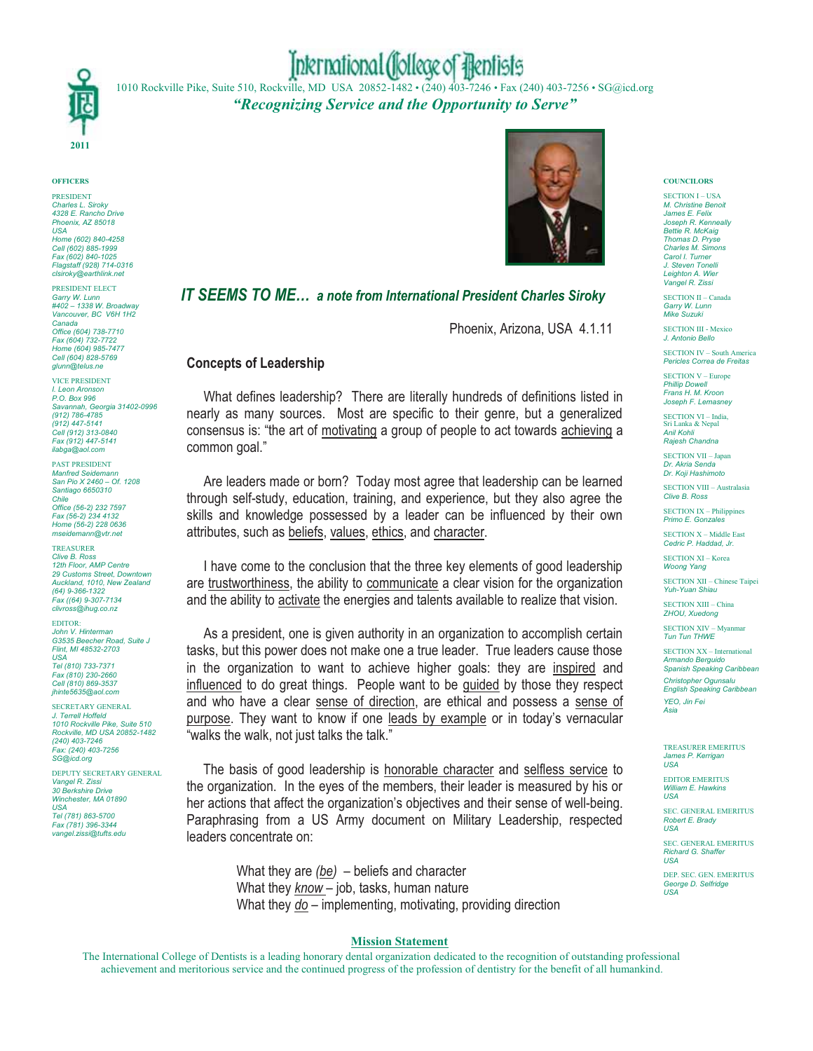# International College of Dentists

1010 Rockville Pike, Suite 510, Rockville, MD USA 20852-1482 • (240) 403-7246 • Fax (240) 403-7256 • SG@icd.org

*"Recognizing Service and the Opportunity to Serve"*

2011

## *IT SEEMS TO ME… a note from International President Charles Siroky*

Phoenix, Arizona, USA 4.1.11

### Concepts of Leadership

What defines leadership? There are literally hundreds of definitions listed in nearly as many sources. Most are specific to their genre, but a generalized consensus is: "the art of motivating a group of people to act towards achieving a common goal."

Are leaders made or born? Today most agree that leadership can be learned through self-study, education, training, and experience, but they also agree the skills and knowledge possessed by a leader can be influenced by their own attributes, such as beliefs, values, ethics, and character.

I have come to the conclusion that the three key elements of good leadership are trustworthiness, the ability to communicate a clear vision for the organization and the ability to activate the energies and talents available to realize that vision.

As a president, one is given authority in an organization to accomplish certain tasks, but this power does not make one a true leader. True leaders cause those in the organization to want to achieve higher goals: they are inspired and influenced to do great things. People want to be guided by those they respect and who have a clear sense of direction, are ethical and possess a sense of purpose. They want to know if one leads by example or in today's vernacular "walks the walk, not just talks the talk."

The basis of good leadership is honorable character and selfless service to the organization. In the eyes of the members, their leader is measured by his or her actions that affect the organization's objectives and their sense of well-being. Paraphrasing from a US Army document on Military Leadership, respected leaders concentrate on:

> What they are *(be)* – beliefs and character
> What they *know* – job, tasks, human nature
> What they *do* – implementing, motivating, providing direction

---

**OFFICERS**

PRESIDENT
*Charles L. Siroky*
*4328 E. Rancho Drive*
*Phoenix, AZ 85018*
*USA*
*Home (602) 840-4258*
*Cell (602) 885-1999*
*Fax (602) 840-1025*
*Flagstaff (928) 714-0316*
*clsiroky@earthlink.net*

PRESIDENT ELECT
*Garry W. Lunn*
*#402 – 1338 W. Broadway*
*Vancouver, BC V6H 1H2*
*Canada*
*Office (604) 738-7710*
*Fax (604) 732-7722*
*Home (604) 985-7477*
*Cell (604) 828-5769*
*glunn@telus.ne*

VICE PRESIDENT
*I. Leon Aronson*
*P.O. Box 996*
*Savannah, Georgia 31402-0996*
*(912) 786-4785*
*(912) 447-5141*
*Cell (912) 313-0840*
*Fax (912) 447-5141*
*ilabga@aol.com*

PAST PRESIDENT
*Manfred Seidemann*
*San Pio X 2460 – Of. 1208*
*Santiago 6650310*
*Chile*
*Office (56-2) 232 7597*
*Fax (56-2) 234 4132*
*Home (56-2) 228 0636*
*mseidemann@vtr.net*

TREASURER
*Clive B. Ross*
*12th Floor, AMP Centre*
*29 Customs Street, Downtown*
*Auckland, 1010, New Zealand*
*(64) 9-366-1322*
*Fax ((64) 9-307-7134*
*clivross@ihug.co.nz*

EDITOR:
*John V. Hinterman*
*G3535 Beecher Road, Suite J*
*Flint, MI 48532-2703*
*USA*
*Tel (810) 733-7371*
*Fax (810) 230-2660*
*Cell (810) 869-3537*
*jhinte5635@aol.com*

SECRETARY GENERAL
*J. Terrell Hoffeld*
*1010 Rockville Pike, Suite 510*
*Rockville, MD USA 20852-1482*
*(240) 403-7246*
*Fax: (240) 403-7256*
*SG@icd.org*

DEPUTY SECRETARY GENERAL
*Vangel R. Zissi*
*30 Berkshire Drive*
*Winchester, MA 01890*
*USA*
*Tel (781) 863-5700*
*Fax (781) 396-3344*
*vangel.zissi@tufts.edu*

**COUNCILORS**

SECTION I – USA
*M. Christine Benoit*
*James E. Felix*
*Joseph R. Kenneally*
*Bettie R. McKaig*
*Thomas D. Pryse*
*Charles M. Simons*
*Carol I. Turner*
*J. Steven Tonelli*
*Leighton A. Wier*
*Vangel R. Zissi*

SECTION II – Canada
*Garry W. Lunn*
*Mike Suzuki*

SECTION III - Mexico
*J. Antonio Bello*

SECTION IV – South America
*Pericles Correa de Freitas*

SECTION V – Europe
*Phillip Dowell*
*Frans H. M. Kroon*
*Joseph F. Lemasney*

SECTION VI – India, Sri Lanka & Nepal
*Anil Kohli*
*Rajesh Chandna*

SECTION VII – Japan
*Dr. Akria Senda*
*Dr. Koji Hashimoto*

SECTION VIII – Australasia
*Clive B. Ross*

SECTION IX – Philippines
*Primo E. Gonzales*

SECTION X – Middle East
*Cedric P. Haddad, Jr.*

SECTION XI – Korea
*Woong Yang*

SECTION XII – Chinese Taipei
*Yuh-Yuan Shiau*

SECTION XIII – China
*ZHOU, Xuedong*

SECTION XIV – Myanmar
*Tun Tun THWE*

SECTION XX – International
*Armando Berguido*
*Spanish Speaking Caribbean*
*Christopher Ogunsalu*
*English Speaking Caribbean*
*YEO, Jin Fei*
*Asia*

TREASURER EMERITUS
*James P. Kerrigan*
*USA*

EDITOR EMERITUS
*William E. Hawkins*
*USA*

SEC. GENERAL EMERITUS
*Robert E. Brady*
*USA*

SEC. GENERAL EMERITUS
*Richard G. Shaffer*
*USA*

DEP. SEC. GEN. EMERITUS
*George D. Selfridge*
*USA*

---

**Mission Statement**

The International College of Dentists is a leading honorary dental organization dedicated to the recognition of outstanding professional achievement and meritorious service and the continued progress of the profession of dentistry for the benefit of all humankind.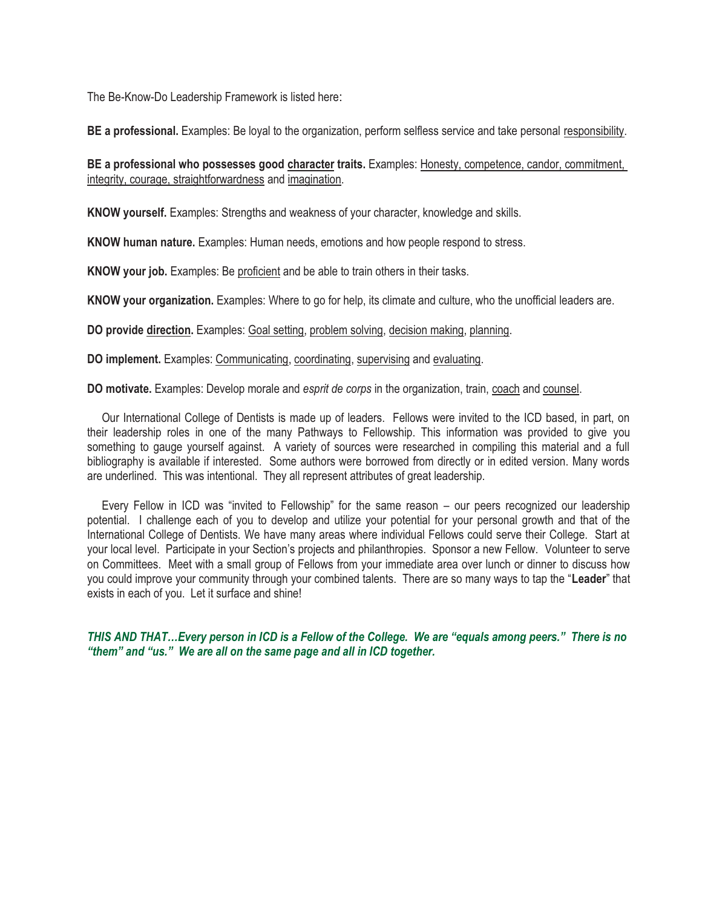The Be-Know-Do Leadership Framework is listed here:

**BE a professional.** Examples: Be loyal to the organization, perform selfless service and take personal responsibility.

**BE a professional who possesses good character traits.** Examples: Honesty, competence, candor, commitment, integrity, courage, straightforwardness and imagination.

**KNOW yourself.** Examples: Strengths and weakness of your character, knowledge and skills.

**KNOW human nature.** Examples: Human needs, emotions and how people respond to stress.

**KNOW your job.** Examples: Be proficient and be able to train others in their tasks.

**KNOW your organization.** Examples: Where to go for help, its climate and culture, who the unofficial leaders are.

**DO provide direction.** Examples: Goal setting, problem solving, decision making, planning.

**DO implement.** Examples: Communicating, coordinating, supervising and evaluating.

**DO motivate.** Examples: Develop morale and *esprit de corps* in the organization, train, coach and counsel.

Our International College of Dentists is made up of leaders. Fellows were invited to the ICD based, in part, on their leadership roles in one of the many Pathways to Fellowship. This information was provided to give you something to gauge yourself against. A variety of sources were researched in compiling this material and a full bibliography is available if interested. Some authors were borrowed from directly or in edited version. Many words are underlined. This was intentional. They all represent attributes of great leadership.

Every Fellow in ICD was "invited to Fellowship" for the same reason – our peers recognized our leadership potential. I challenge each of you to develop and utilize your potential for your personal growth and that of the International College of Dentists. We have many areas where individual Fellows could serve their College. Start at your local level. Participate in your Section's projects and philanthropies. Sponsor a new Fellow. Volunteer to serve on Committees. Meet with a small group of Fellows from your immediate area over lunch or dinner to discuss how you could improve your community through your combined talents. There are so many ways to tap the "**Leader**" that exists in each of you. Let it surface and shine!

***THIS AND THAT…Every person in ICD is a Fellow of the College. We are "equals among peers." There is no "them" and "us." We are all on the same page and all in ICD together.***